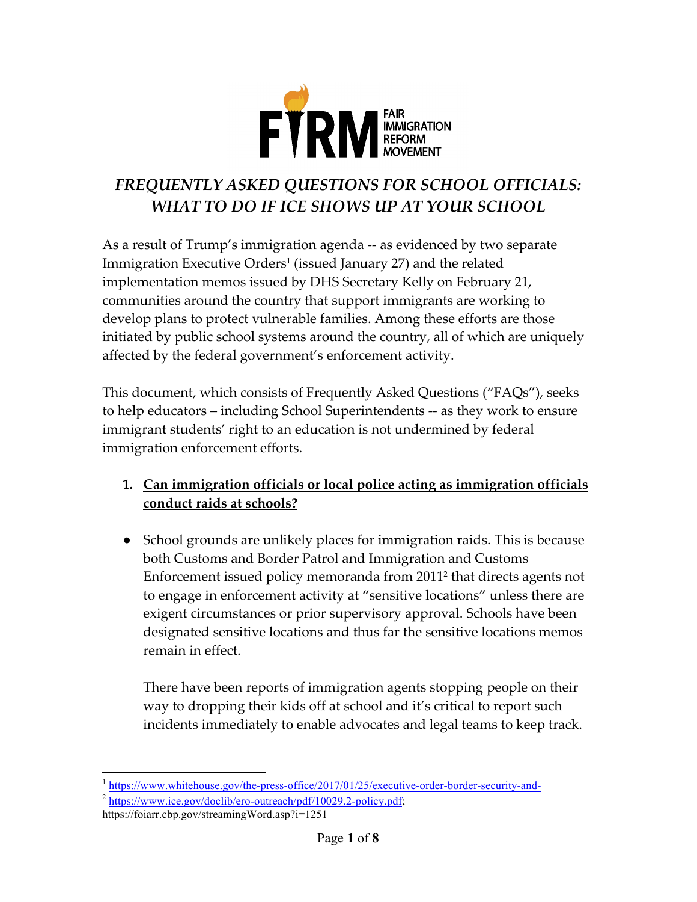FIRM FAIR IMMIGRATION REFORM MOVEMENT

# *FREQUENTLY ASKED QUESTIONS FOR SCHOOL OFFICIALS: WHAT TO DO IF ICE SHOWS UP AT YOUR SCHOOL*

As a result of Trump's immigration agenda -- as evidenced by two separate Immigration Executive Orders[1] (issued January 27) and the related implementation memos issued by DHS Secretary Kelly on February 21, communities around the country that support immigrants are working to develop plans to protect vulnerable families. Among these efforts are those initiated by public school systems around the country, all of which are uniquely affected by the federal government's enforcement activity.

This document, which consists of Frequently Asked Questions ("FAQs"), seeks to help educators – including School Superintendents -- as they work to ensure immigrant students' right to an education is not undermined by federal immigration enforcement efforts.

1. **Can immigration officials or local police acting as immigration officials conduct raids at schools?**

- School grounds are unlikely places for immigration raids. This is because both Customs and Border Patrol and Immigration and Customs Enforcement issued policy memoranda from 2011[2] that directs agents not to engage in enforcement activity at "sensitive locations" unless there are exigent circumstances or prior supervisory approval. Schools have been designated sensitive locations and thus far the sensitive locations memos remain in effect.

  There have been reports of immigration agents stopping people on their way to dropping their kids off at school and it's critical to report such incidents immediately to enable advocates and legal teams to keep track.

---

[1] https://www.whitehouse.gov/the-press-office/2017/01/25/executive-order-border-security-and-

[2] https://www.ice.gov/doclib/ero-outreach/pdf/10029.2-policy.pdf; https://foiarr.cbp.gov/streamingWord.asp?i=1251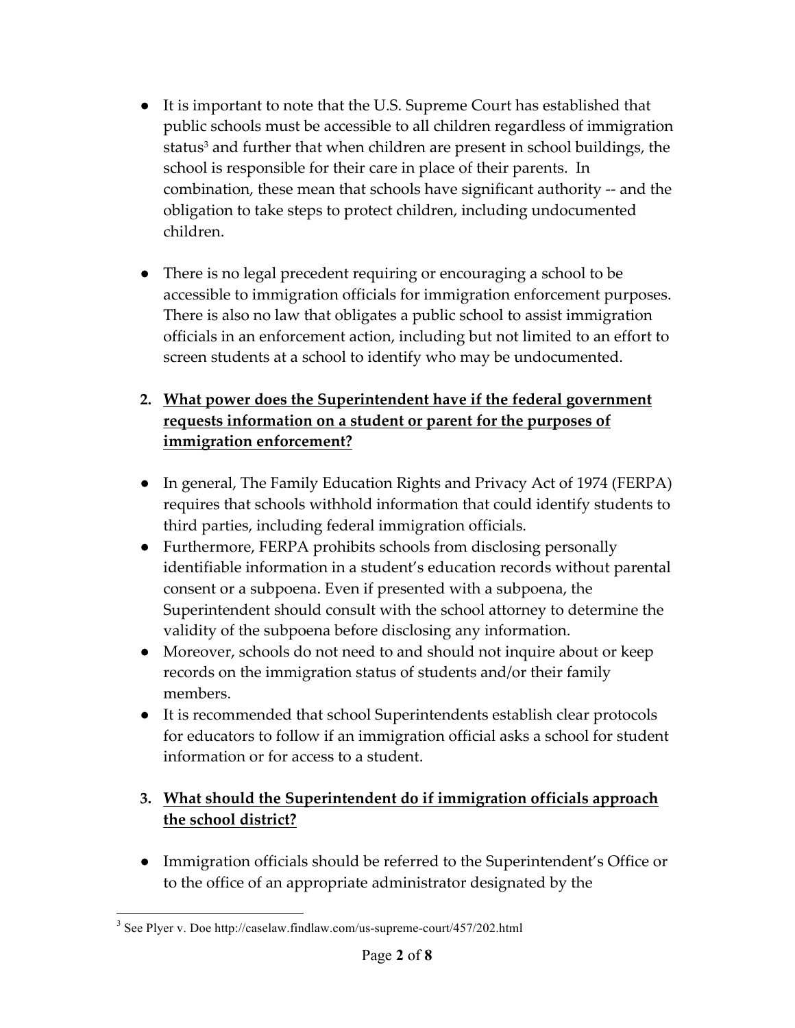- It is important to note that the U.S. Supreme Court has established that public schools must be accessible to all children regardless of immigration status[3] and further that when children are present in school buildings, the school is responsible for their care in place of their parents. In combination, these mean that schools have significant authority -- and the obligation to take steps to protect children, including undocumented children.

- There is no legal precedent requiring or encouraging a school to be accessible to immigration officials for immigration enforcement purposes. There is also no law that obligates a public school to assist immigration officials in an enforcement action, including but not limited to an effort to screen students at a school to identify who may be undocumented.

2. **<u>What power does the Superintendent have if the federal government requests information on a student or parent for the purposes of immigration enforcement?</u>**

- In general, The Family Education Rights and Privacy Act of 1974 (FERPA) requires that schools withhold information that could identify students to third parties, including federal immigration officials.
- Furthermore, FERPA prohibits schools from disclosing personally identifiable information in a student's education records without parental consent or a subpoena. Even if presented with a subpoena, the Superintendent should consult with the school attorney to determine the validity of the subpoena before disclosing any information.
- Moreover, schools do not need to and should not inquire about or keep records on the immigration status of students and/or their family members.
- It is recommended that school Superintendents establish clear protocols for educators to follow if an immigration official asks a school for student information or for access to a student.

3. **<u>What should the Superintendent do if immigration officials approach the school district?</u>**

- Immigration officials should be referred to the Superintendent's Office or to the office of an appropriate administrator designated by the

---

[3] See Plyer v. Doe http://caselaw.findlaw.com/us-supreme-court/457/202.html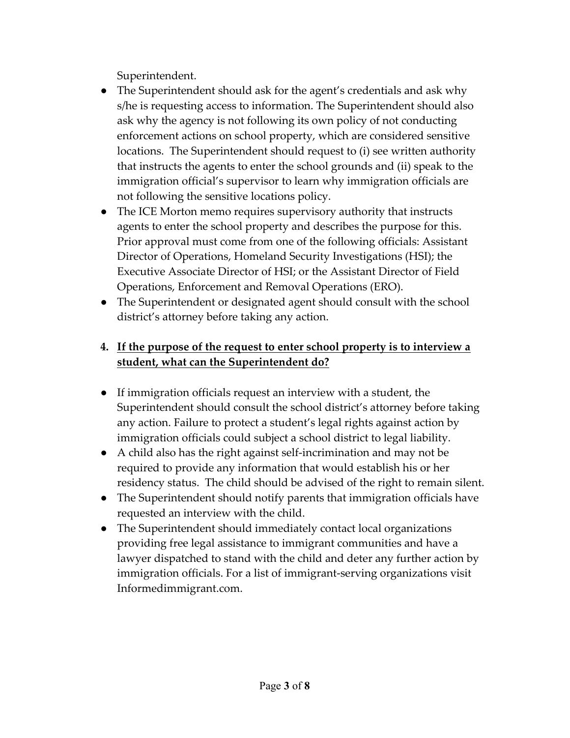Superintendent.

- The Superintendent should ask for the agent's credentials and ask why s/he is requesting access to information. The Superintendent should also ask why the agency is not following its own policy of not conducting enforcement actions on school property, which are considered sensitive locations. The Superintendent should request to (i) see written authority that instructs the agents to enter the school grounds and (ii) speak to the immigration official's supervisor to learn why immigration officials are not following the sensitive locations policy.
- The ICE Morton memo requires supervisory authority that instructs agents to enter the school property and describes the purpose for this. Prior approval must come from one of the following officials: Assistant Director of Operations, Homeland Security Investigations (HSI); the Executive Associate Director of HSI; or the Assistant Director of Field Operations, Enforcement and Removal Operations (ERO).
- The Superintendent or designated agent should consult with the school district's attorney before taking any action.

**4. <u>If the purpose of the request to enter school property is to interview a student, what can the Superintendent do?</u>**

- If immigration officials request an interview with a student, the Superintendent should consult the school district's attorney before taking any action. Failure to protect a student's legal rights against action by immigration officials could subject a school district to legal liability.
- A child also has the right against self-incrimination and may not be required to provide any information that would establish his or her residency status. The child should be advised of the right to remain silent.
- The Superintendent should notify parents that immigration officials have requested an interview with the child.
- The Superintendent should immediately contact local organizations providing free legal assistance to immigrant communities and have a lawyer dispatched to stand with the child and deter any further action by immigration officials. For a list of immigrant-serving organizations visit Informedimmigrant.com.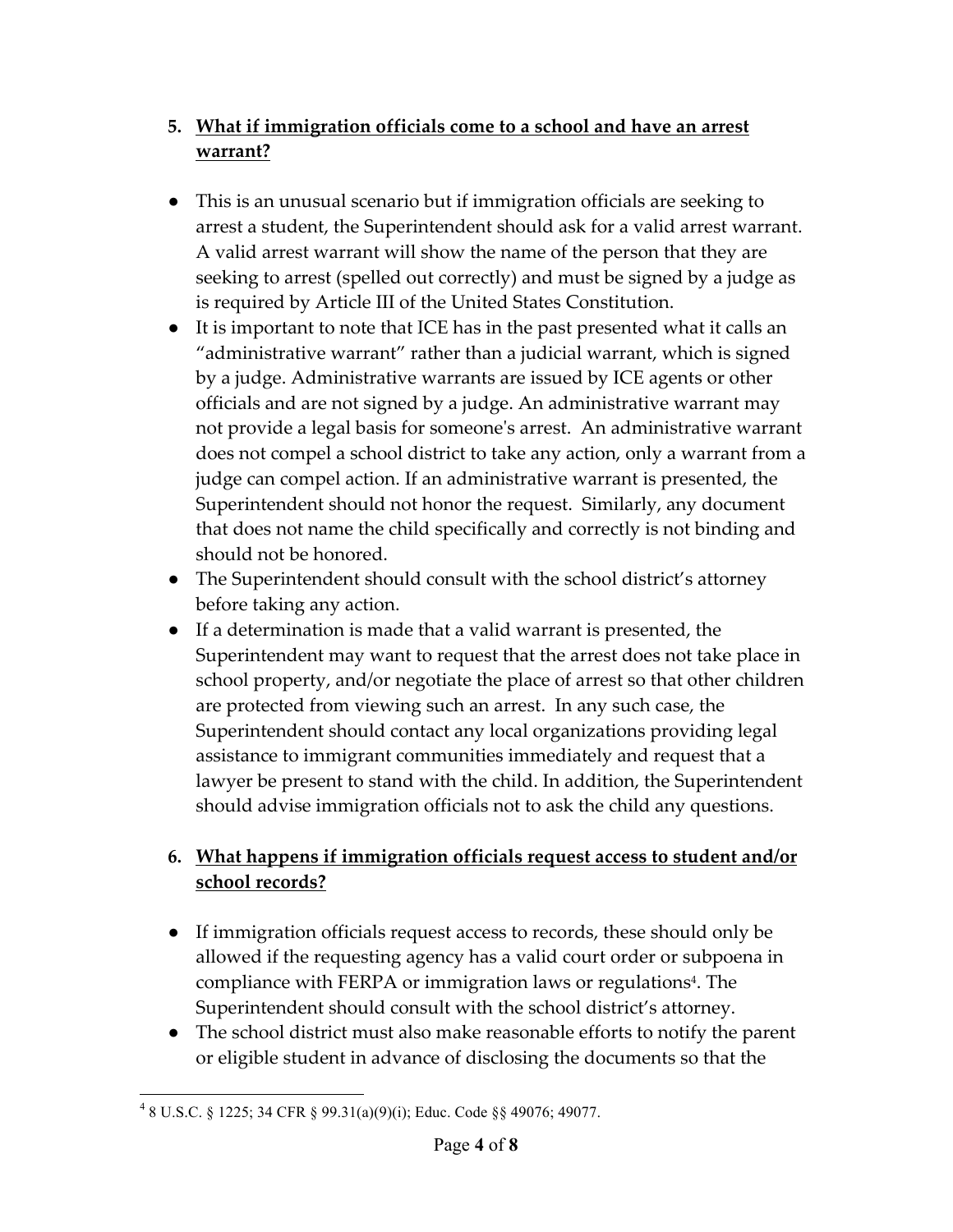5. **What if immigration officials come to a school and have an arrest warrant?**

- This is an unusual scenario but if immigration officials are seeking to arrest a student, the Superintendent should ask for a valid arrest warrant. A valid arrest warrant will show the name of the person that they are seeking to arrest (spelled out correctly) and must be signed by a judge as is required by Article III of the United States Constitution.
- It is important to note that ICE has in the past presented what it calls an "administrative warrant" rather than a judicial warrant, which is signed by a judge. Administrative warrants are issued by ICE agents or other officials and are not signed by a judge. An administrative warrant may not provide a legal basis for someone's arrest. An administrative warrant does not compel a school district to take any action, only a warrant from a judge can compel action. If an administrative warrant is presented, the Superintendent should not honor the request. Similarly, any document that does not name the child specifically and correctly is not binding and should not be honored.
- The Superintendent should consult with the school district's attorney before taking any action.
- If a determination is made that a valid warrant is presented, the Superintendent may want to request that the arrest does not take place in school property, and/or negotiate the place of arrest so that other children are protected from viewing such an arrest. In any such case, the Superintendent should contact any local organizations providing legal assistance to immigrant communities immediately and request that a lawyer be present to stand with the child. In addition, the Superintendent should advise immigration officials not to ask the child any questions.

6. **What happens if immigration officials request access to student and/or school records?**

- If immigration officials request access to records, these should only be allowed if the requesting agency has a valid court order or subpoena in compliance with FERPA or immigration laws or regulations[4]. The Superintendent should consult with the school district's attorney.
- The school district must also make reasonable efforts to notify the parent or eligible student in advance of disclosing the documents so that the

[4] 8 U.S.C. § 1225; 34 CFR § 99.31(a)(9)(i); Educ. Code §§ 49076; 49077.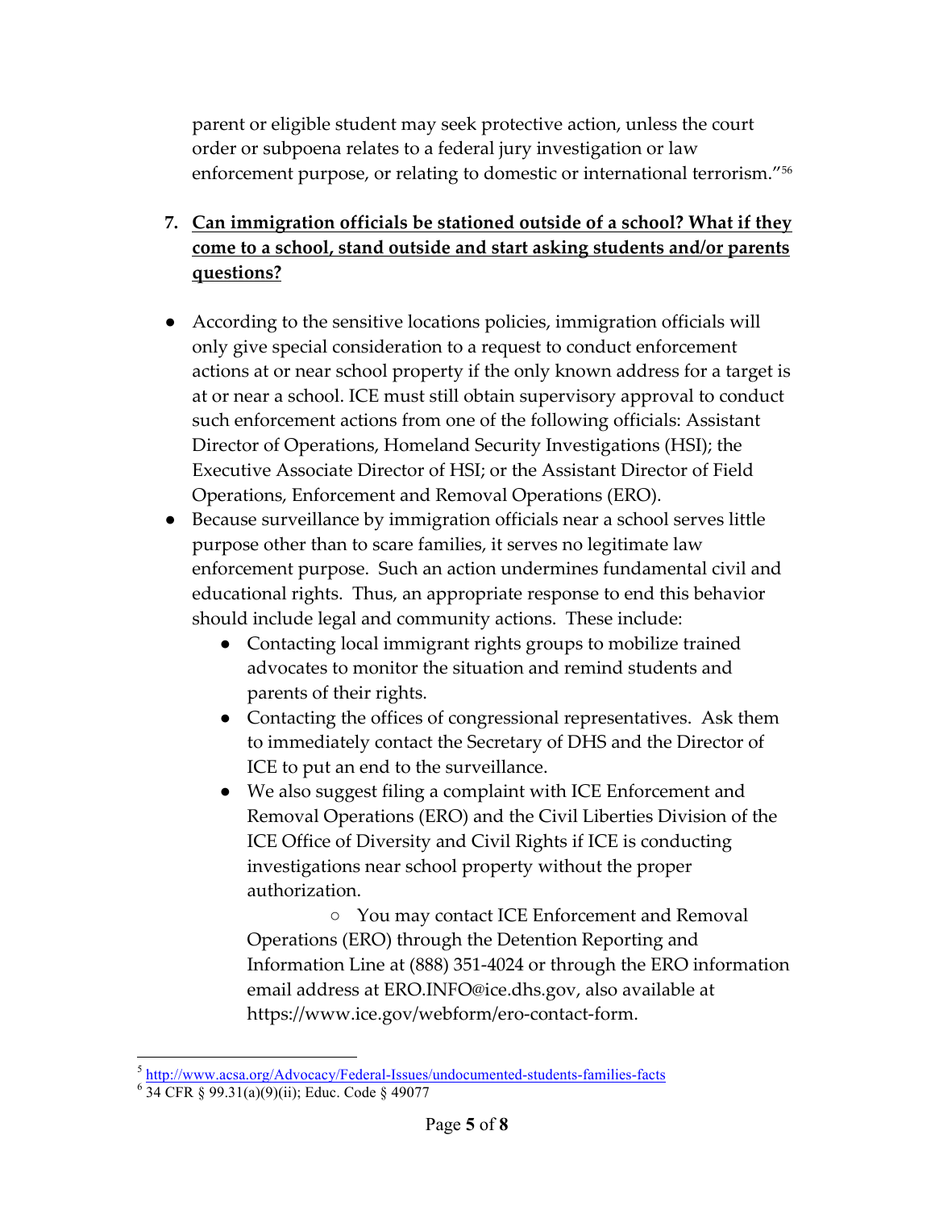parent or eligible student may seek protective action, unless the court order or subpoena relates to a federal jury investigation or law enforcement purpose, or relating to domestic or international terrorism."[56]

7. **Can immigration officials be stationed outside of a school? What if they come to a school, stand outside and start asking students and/or parents questions?**

- According to the sensitive locations policies, immigration officials will only give special consideration to a request to conduct enforcement actions at or near school property if the only known address for a target is at or near a school. ICE must still obtain supervisory approval to conduct such enforcement actions from one of the following officials: Assistant Director of Operations, Homeland Security Investigations (HSI); the Executive Associate Director of HSI; or the Assistant Director of Field Operations, Enforcement and Removal Operations (ERO).
- Because surveillance by immigration officials near a school serves little purpose other than to scare families, it serves no legitimate law enforcement purpose. Such an action undermines fundamental civil and educational rights. Thus, an appropriate response to end this behavior should include legal and community actions. These include:
  - Contacting local immigrant rights groups to mobilize trained advocates to monitor the situation and remind students and parents of their rights.
  - Contacting the offices of congressional representatives. Ask them to immediately contact the Secretary of DHS and the Director of ICE to put an end to the surveillance.
  - We also suggest filing a complaint with ICE Enforcement and Removal Operations (ERO) and the Civil Liberties Division of the ICE Office of Diversity and Civil Rights if ICE is conducting investigations near school property without the proper authorization.
    - You may contact ICE Enforcement and Removal Operations (ERO) through the Detention Reporting and Information Line at (888) 351-4024 or through the ERO information email address at ERO.INFO@ice.dhs.gov, also available at https://www.ice.gov/webform/ero-contact-form.

---

[5] http://www.acsa.org/Advocacy/Federal-Issues/undocumented-students-families-facts

[6] 34 CFR § 99.31(a)(9)(ii); Educ. Code § 49077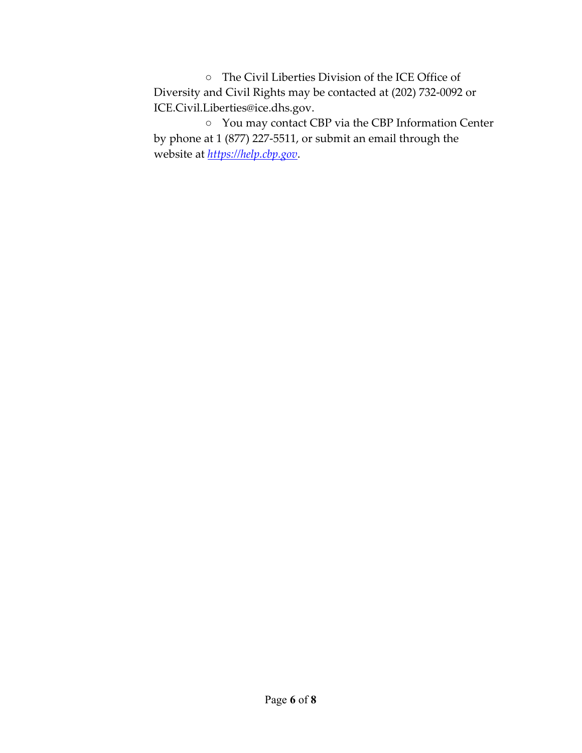- The Civil Liberties Division of the ICE Office of Diversity and Civil Rights may be contacted at (202) 732-0092 or ICE.Civil.Liberties@ice.dhs.gov.
- You may contact CBP via the CBP Information Center by phone at 1 (877) 227-5511, or submit an email through the website at [*https://help.cbp.gov*](https://help.cbp.gov).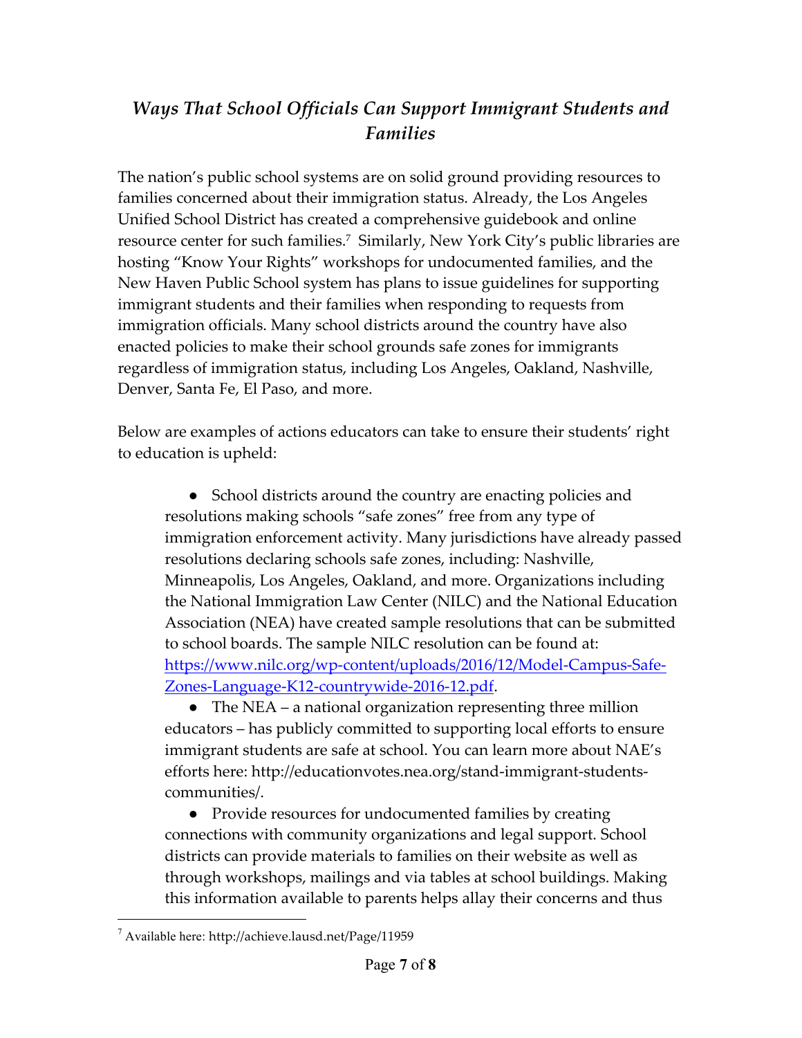## *Ways That School Officials Can Support Immigrant Students and Families*

The nation's public school systems are on solid ground providing resources to families concerned about their immigration status. Already, the Los Angeles Unified School District has created a comprehensive guidebook and online resource center for such families.[7] Similarly, New York City's public libraries are hosting "Know Your Rights" workshops for undocumented families, and the New Haven Public School system has plans to issue guidelines for supporting immigrant students and their families when responding to requests from immigration officials. Many school districts around the country have also enacted policies to make their school grounds safe zones for immigrants regardless of immigration status, including Los Angeles, Oakland, Nashville, Denver, Santa Fe, El Paso, and more.

Below are examples of actions educators can take to ensure their students' right to education is upheld:

- School districts around the country are enacting policies and resolutions making schools "safe zones" free from any type of immigration enforcement activity. Many jurisdictions have already passed resolutions declaring schools safe zones, including: Nashville, Minneapolis, Los Angeles, Oakland, and more. Organizations including the National Immigration Law Center (NILC) and the National Education Association (NEA) have created sample resolutions that can be submitted to school boards. The sample NILC resolution can be found at: [https://www.nilc.org/wp-content/uploads/2016/12/Model-Campus-Safe-Zones-Language-K12-countrywide-2016-12.pdf](https://www.nilc.org/wp-content/uploads/2016/12/Model-Campus-Safe-Zones-Language-K12-countrywide-2016-12.pdf).
- The NEA – a national organization representing three million educators – has publicly committed to supporting local efforts to ensure immigrant students are safe at school. You can learn more about NAE's efforts here: http://educationvotes.nea.org/stand-immigrant-students-communities/.
- Provide resources for undocumented families by creating connections with community organizations and legal support. School districts can provide materials to families on their website as well as through workshops, mailings and via tables at school buildings. Making this information available to parents helps allay their concerns and thus

---

[7] Available here: http://achieve.lausd.net/Page/11959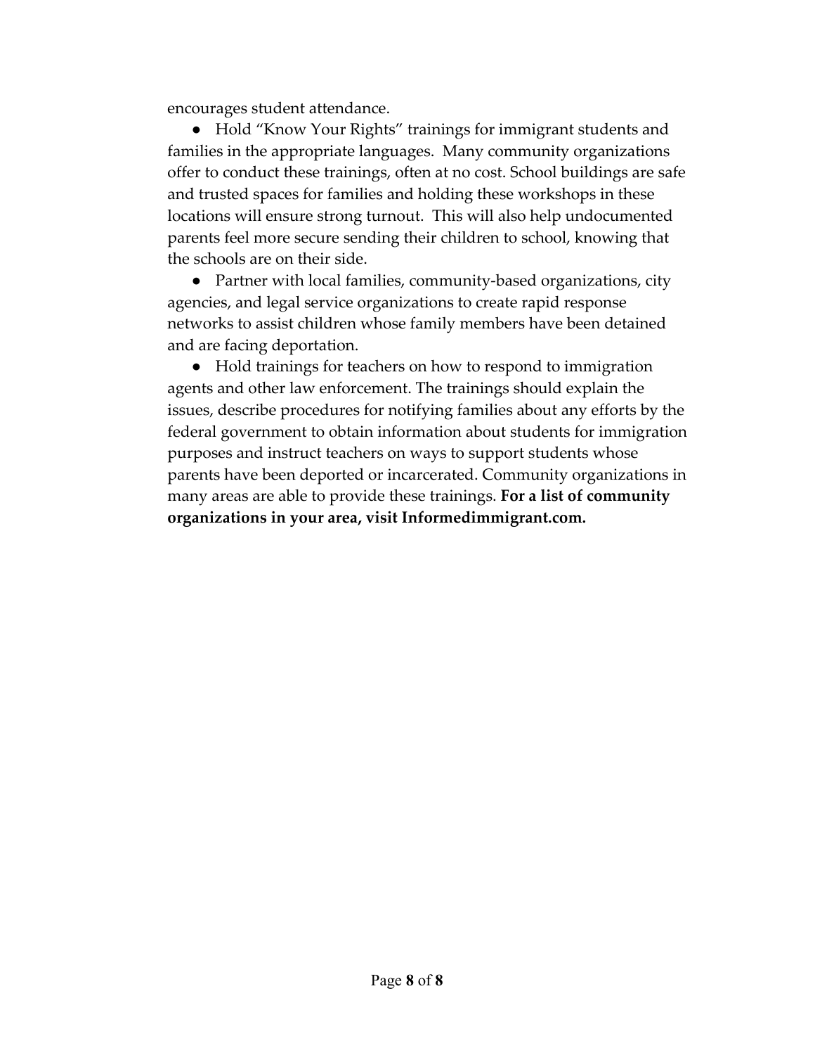encourages student attendance.

- Hold "Know Your Rights" trainings for immigrant students and families in the appropriate languages. Many community organizations offer to conduct these trainings, often at no cost. School buildings are safe and trusted spaces for families and holding these workshops in these locations will ensure strong turnout. This will also help undocumented parents feel more secure sending their children to school, knowing that the schools are on their side.
- Partner with local families, community-based organizations, city agencies, and legal service organizations to create rapid response networks to assist children whose family members have been detained and are facing deportation.
- Hold trainings for teachers on how to respond to immigration agents and other law enforcement. The trainings should explain the issues, describe procedures for notifying families about any efforts by the federal government to obtain information about students for immigration purposes and instruct teachers on ways to support students whose parents have been deported or incarcerated. Community organizations in many areas are able to provide these trainings. **For a list of community organizations in your area, visit Informedimmigrant.com.**